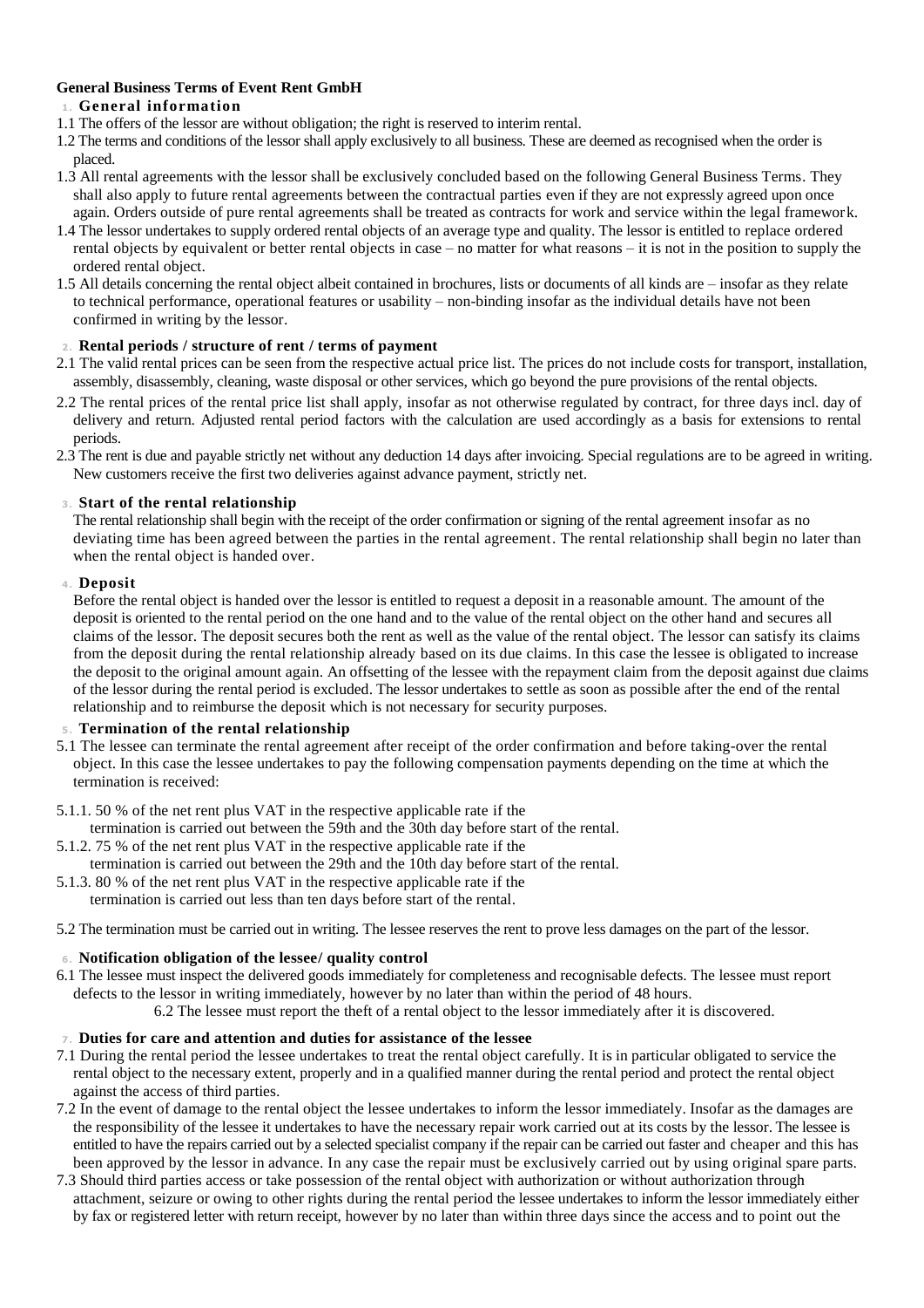**General Business Terms of Event Rent GmbH**

## 1. General information

1.1 The offers of the lessor are without obligation; the right is reserved to interim rental.

1.2 The terms and conditions of the lessor shall apply exclusively to all business. These are deemed as recognised when the order is placed.

1.3 All rental agreements with the lessor shall be exclusively concluded based on the following General Business Terms. They shall also apply to future rental agreements between the contractual parties even if they are not expressly agreed upon once again. Orders outside of pure rental agreements shall be treated as contracts for work and service within the legal framework.

1.4 The lessor undertakes to supply ordered rental objects of an average type and quality. The lessor is entitled to replace ordered rental objects by equivalent or better rental objects in case – no matter for what reasons – it is not in the position to supply the ordered rental object.

1.5 All details concerning the rental object albeit contained in brochures, lists or documents of all kinds are – insofar as they relate to technical performance, operational features or usability – non-binding insofar as the individual details have not been confirmed in writing by the lessor.

## 2. Rental periods / structure of rent / terms of payment

2.1 The valid rental prices can be seen from the respective actual price list. The prices do not include costs for transport, installation, assembly, disassembly, cleaning, waste disposal or other services, which go beyond the pure provisions of the rental objects.

2.2 The rental prices of the rental price list shall apply, insofar as not otherwise regulated by contract, for three days incl. day of delivery and return. Adjusted rental period factors with the calculation are used accordingly as a basis for extensions to rental periods.

2.3 The rent is due and payable strictly net without any deduction 14 days after invoicing. Special regulations are to be agreed in writing. New customers receive the first two deliveries against advance payment, strictly net.

## 3. Start of the rental relationship

The rental relationship shall begin with the receipt of the order confirmation or signing of the rental agreement insofar as no deviating time has been agreed between the parties in the rental agreement. The rental relationship shall begin no later than when the rental object is handed over.

## 4. Deposit

Before the rental object is handed over the lessor is entitled to request a deposit in a reasonable amount. The amount of the deposit is oriented to the rental period on the one hand and to the value of the rental object on the other hand and secures all claims of the lessor. The deposit secures both the rent as well as the value of the rental object. The lessor can satisfy its claims from the deposit during the rental relationship already based on its due claims. In this case the lessee is obligated to increase the deposit to the original amount again. An offsetting of the lessee with the repayment claim from the deposit against due claims of the lessor during the rental period is excluded. The lessor undertakes to settle as soon as possible after the end of the rental relationship and to reimburse the deposit which is not necessary for security purposes.

## 5. Termination of the rental relationship

5.1 The lessee can terminate the rental agreement after receipt of the order confirmation and before taking-over the rental object. In this case the lessee undertakes to pay the following compensation payments depending on the time at which the termination is received:

5.1.1. 50 % of the net rent plus VAT in the respective applicable rate if the termination is carried out between the 59th and the 30th day before start of the rental.

5.1.2. 75 % of the net rent plus VAT in the respective applicable rate if the termination is carried out between the 29th and the 10th day before start of the rental.

5.1.3. 80 % of the net rent plus VAT in the respective applicable rate if the termination is carried out less than ten days before start of the rental.

5.2 The termination must be carried out in writing. The lessee reserves the rent to prove less damages on the part of the lessor.

## 6. Notification obligation of the lessee/ quality control

6.1 The lessee must inspect the delivered goods immediately for completeness and recognisable defects. The lessee must report defects to the lessor in writing immediately, however by no later than within the period of 48 hours.

6.2 The lessee must report the theft of a rental object to the lessor immediately after it is discovered.

## 7. Duties for care and attention and duties for assistance of the lessee

7.1 During the rental period the lessee undertakes to treat the rental object carefully. It is in particular obligated to service the rental object to the necessary extent, properly and in a qualified manner during the rental period and protect the rental object against the access of third parties.

7.2 In the event of damage to the rental object the lessee undertakes to inform the lessor immediately. Insofar as the damages are the responsibility of the lessee it undertakes to have the necessary repair work carried out at its costs by the lessor. The lessee is entitled to have the repairs carried out by a selected specialist company if the repair can be carried out faster and cheaper and this has been approved by the lessor in advance. In any case the repair must be exclusively carried out by using original spare parts.

7.3 Should third parties access or take possession of the rental object with authorization or without authorization through attachment, seizure or owing to other rights during the rental period the lessee undertakes to inform the lessor immediately either by fax or registered letter with return receipt, however by no later than within three days since the access and to point out the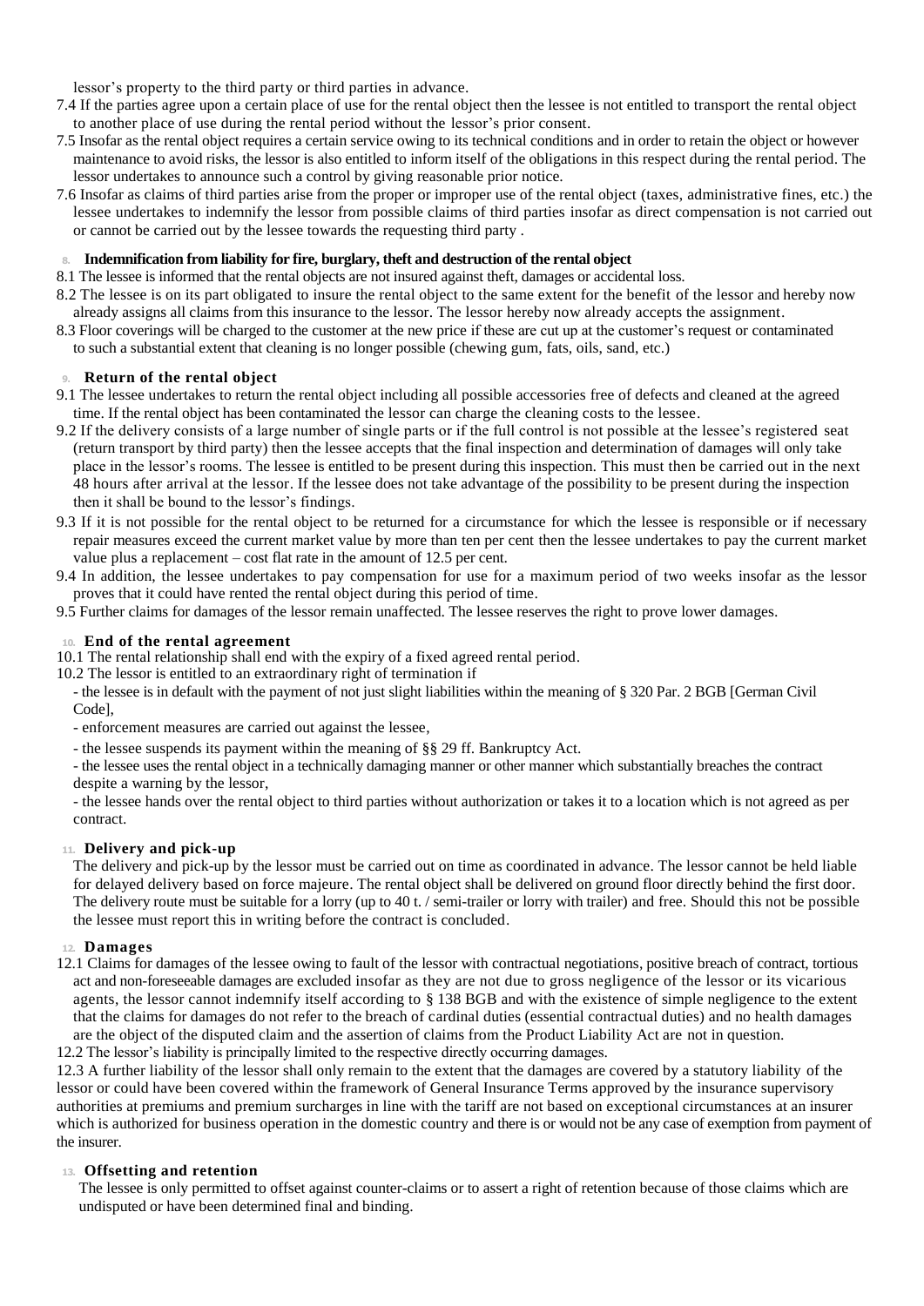lessor's property to the third party or third parties in advance.

7.4 If the parties agree upon a certain place of use for the rental object then the lessee is not entitled to transport the rental object to another place of use during the rental period without the lessor's prior consent.

7.5 Insofar as the rental object requires a certain service owing to its technical conditions and in order to retain the object or however maintenance to avoid risks, the lessor is also entitled to inform itself of the obligations in this respect during the rental period. The lessor undertakes to announce such a control by giving reasonable prior notice.

7.6 Insofar as claims of third parties arise from the proper or improper use of the rental object (taxes, administrative fines, etc.) the lessee undertakes to indemnify the lessor from possible claims of third parties insofar as direct compensation is not carried out or cannot be carried out by the lessee towards the requesting third party .

## 8. Indemnification from liability for fire, burglary, theft and destruction of the rental object

8.1 The lessee is informed that the rental objects are not insured against theft, damages or accidental loss.

8.2 The lessee is on its part obligated to insure the rental object to the same extent for the benefit of the lessor and hereby now already assigns all claims from this insurance to the lessor. The lessor hereby now already accepts the assignment.

8.3 Floor coverings will be charged to the customer at the new price if these are cut up at the customer's request or contaminated to such a substantial extent that cleaning is no longer possible (chewing gum, fats, oils, sand, etc.)

## 9. Return of the rental object

9.1 The lessee undertakes to return the rental object including all possible accessories free of defects and cleaned at the agreed time. If the rental object has been contaminated the lessor can charge the cleaning costs to the lessee.

9.2 If the delivery consists of a large number of single parts or if the full control is not possible at the lessee's registered seat (return transport by third party) then the lessee accepts that the final inspection and determination of damages will only take place in the lessor's rooms. The lessee is entitled to be present during this inspection. This must then be carried out in the next 48 hours after arrival at the lessor. If the lessee does not take advantage of the possibility to be present during the inspection then it shall be bound to the lessor's findings.

9.3 If it is not possible for the rental object to be returned for a circumstance for which the lessee is responsible or if necessary repair measures exceed the current market value by more than ten per cent then the lessee undertakes to pay the current market value plus a replacement – cost flat rate in the amount of 12.5 per cent.

9.4 In addition, the lessee undertakes to pay compensation for use for a maximum period of two weeks insofar as the lessor proves that it could have rented the rental object during this period of time.

9.5 Further claims for damages of the lessor remain unaffected. The lessee reserves the right to prove lower damages.

## 10. End of the rental agreement

10.1 The rental relationship shall end with the expiry of a fixed agreed rental period.

10.2 The lessor is entitled to an extraordinary right of termination if

- the lessee is in default with the payment of not just slight liabilities within the meaning of § 320 Par. 2 BGB [German Civil Code],
- enforcement measures are carried out against the lessee,
- the lessee suspends its payment within the meaning of §§ 29 ff. Bankruptcy Act.
- the lessee uses the rental object in a technically damaging manner or other manner which substantially breaches the contract despite a warning by the lessor,
- the lessee hands over the rental object to third parties without authorization or takes it to a location which is not agreed as per contract.

## 11. Delivery and pick-up

The delivery and pick-up by the lessor must be carried out on time as coordinated in advance. The lessor cannot be held liable for delayed delivery based on force majeure. The rental object shall be delivered on ground floor directly behind the first door. The delivery route must be suitable for a lorry (up to 40 t. / semi-trailer or lorry with trailer) and free. Should this not be possible the lessee must report this in writing before the contract is concluded.

## 12. Damages

12.1 Claims for damages of the lessee owing to fault of the lessor with contractual negotiations, positive breach of contract, tortious act and non-foreseeable damages are excluded insofar as they are not due to gross negligence of the lessor or its vicarious agents, the lessor cannot indemnify itself according to § 138 BGB and with the existence of simple negligence to the extent that the claims for damages do not refer to the breach of cardinal duties (essential contractual duties) and no health damages are the object of the disputed claim and the assertion of claims from the Product Liability Act are not in question.

12.2 The lessor's liability is principally limited to the respective directly occurring damages.

12.3 A further liability of the lessor shall only remain to the extent that the damages are covered by a statutory liability of the lessor or could have been covered within the framework of General Insurance Terms approved by the insurance supervisory authorities at premiums and premium surcharges in line with the tariff are not based on exceptional circumstances at an insurer which is authorized for business operation in the domestic country and there is or would not be any case of exemption from payment of the insurer.

## 13. Offsetting and retention

The lessee is only permitted to offset against counter-claims or to assert a right of retention because of those claims which are undisputed or have been determined final and binding.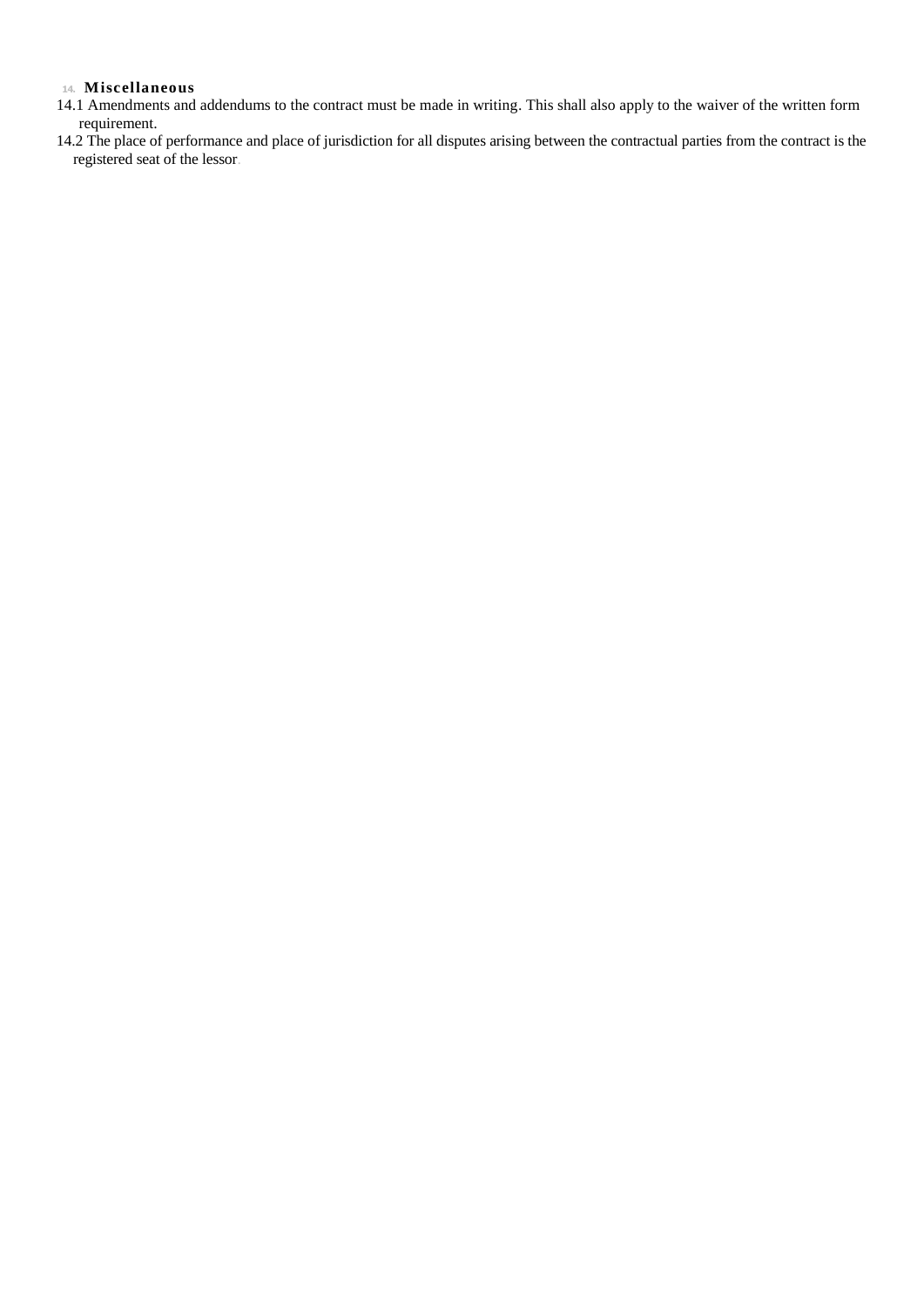## 14. Miscellaneous

14.1 Amendments and addendums to the contract must be made in writing. This shall also apply to the waiver of the written form requirement.

14.2 The place of performance and place of jurisdiction for all disputes arising between the contractual parties from the contract is the registered seat of the lessor.